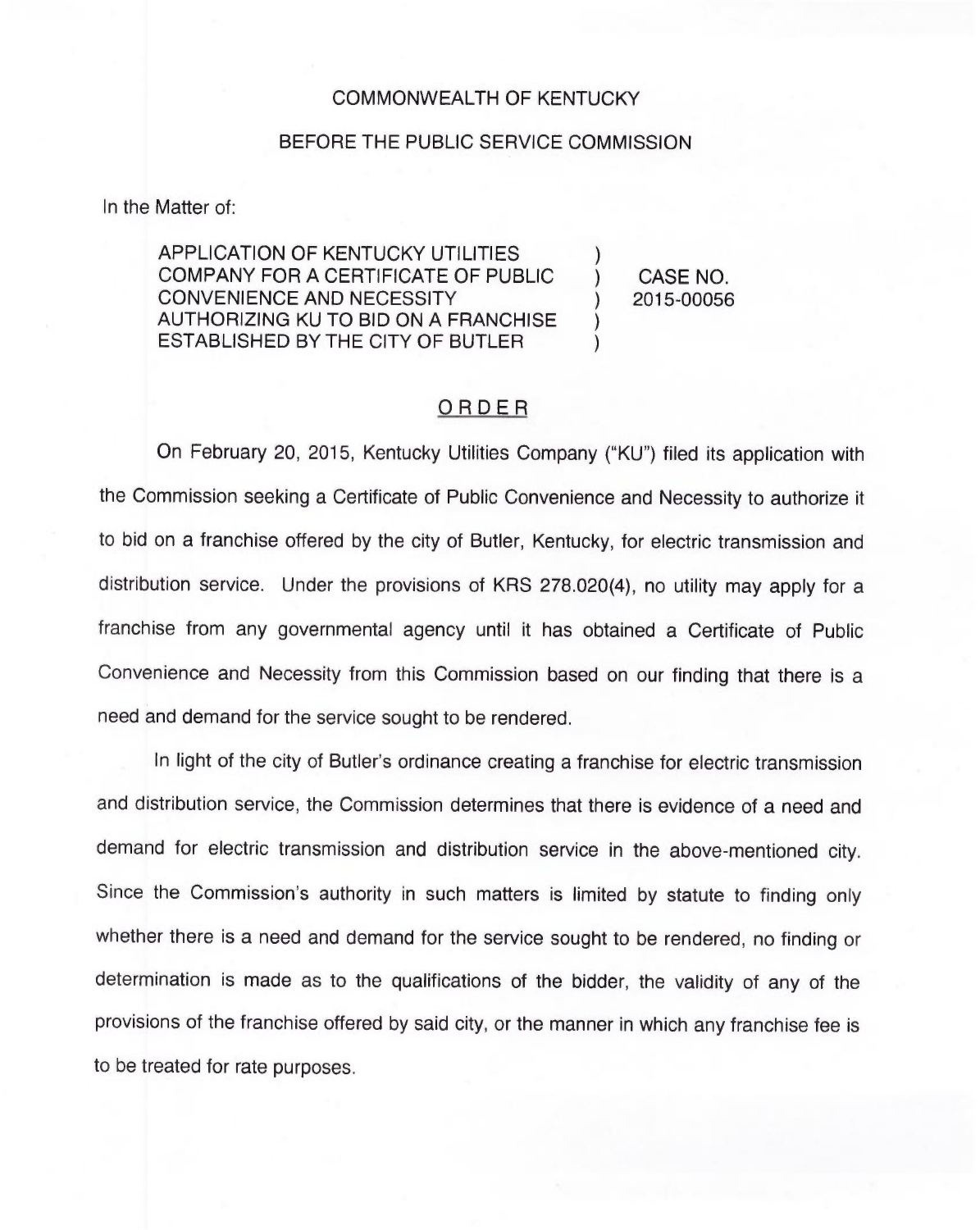COMMONWEALTH OF KENTUCKY

BEFORE THE PUBLIC SERVICE COMMISSION

In the Matter of:

| | | |
|---|---|---|
| APPLICATION OF KENTUCKY UTILITIES COMPANY FOR A CERTIFICATE OF PUBLIC CONVENIENCE AND NECESSITY AUTHORIZING KU TO BID ON A FRANCHISE ESTABLISHED BY THE CITY OF BUTLER | ) ) ) ) ) | CASE NO. 2015-00056 |

## ORDER

On February 20, 2015, Kentucky Utilities Company ("KU") filed its application with the Commission seeking a Certificate of Public Convenience and Necessity to authorize it to bid on a franchise offered by the city of Butler, Kentucky, for electric transmission and distribution service. Under the provisions of KRS 278.020(4), no utility may apply for a franchise from any governmental agency until it has obtained a Certificate of Public Convenience and Necessity from this Commission based on our finding that there is a need and demand for the service sought to be rendered.

In light of the city of Butler's ordinance creating a franchise for electric transmission and distribution service, the Commission determines that there is evidence of a need and demand for electric transmission and distribution service in the above-mentioned city. Since the Commission's authority in such matters is limited by statute to finding only whether there is a need and demand for the service sought to be rendered, no finding or determination is made as to the qualifications of the bidder, the validity of any of the provisions of the franchise offered by said city, or the manner in which any franchise fee is to be treated for rate purposes.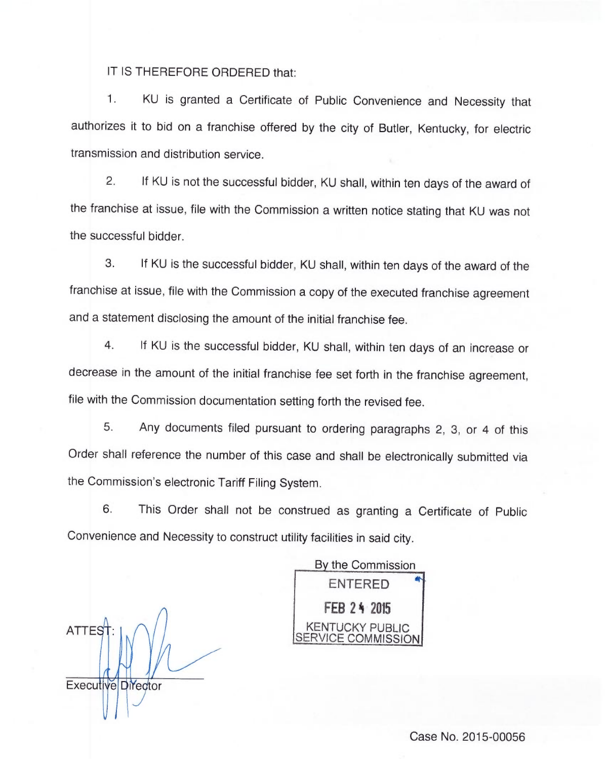IT IS THEREFORE ORDERED that:

1. KU is granted a Certificate of Public Convenience and Necessity that authorizes it to bid on a franchise offered by the city of Butler, Kentucky, for electric transmission and distribution service.

2. If KU is not the successful bidder, KU shall, within ten days of the award of the franchise at issue, file with the Commission a written notice stating that KU was not the successful bidder.

3. If KU is the successful bidder, KU shall, within ten days of the award of the franchise at issue, file with the Commission a copy of the executed franchise agreement and a statement disclosing the amount of the initial franchise fee.

4. If KU is the successful bidder, KU shall, within ten days of an increase or decrease in the amount of the initial franchise fee set forth in the franchise agreement, file with the Commission documentation setting forth the revised fee.

5. Any documents filed pursuant to ordering paragraphs 2, 3, or 4 of this Order shall reference the number of this case and shall be electronically submitted via the Commission's electronic Tariff Filing System.

6. This Order shall not be construed as granting a Certificate of Public Convenience and Necessity to construct utility facilities in said city.

By the Commission

ENTERED
FEB 24 2015
KENTUCKY PUBLIC SERVICE COMMISSION

ATTEST:

Executive Director

Case No. 2015-00056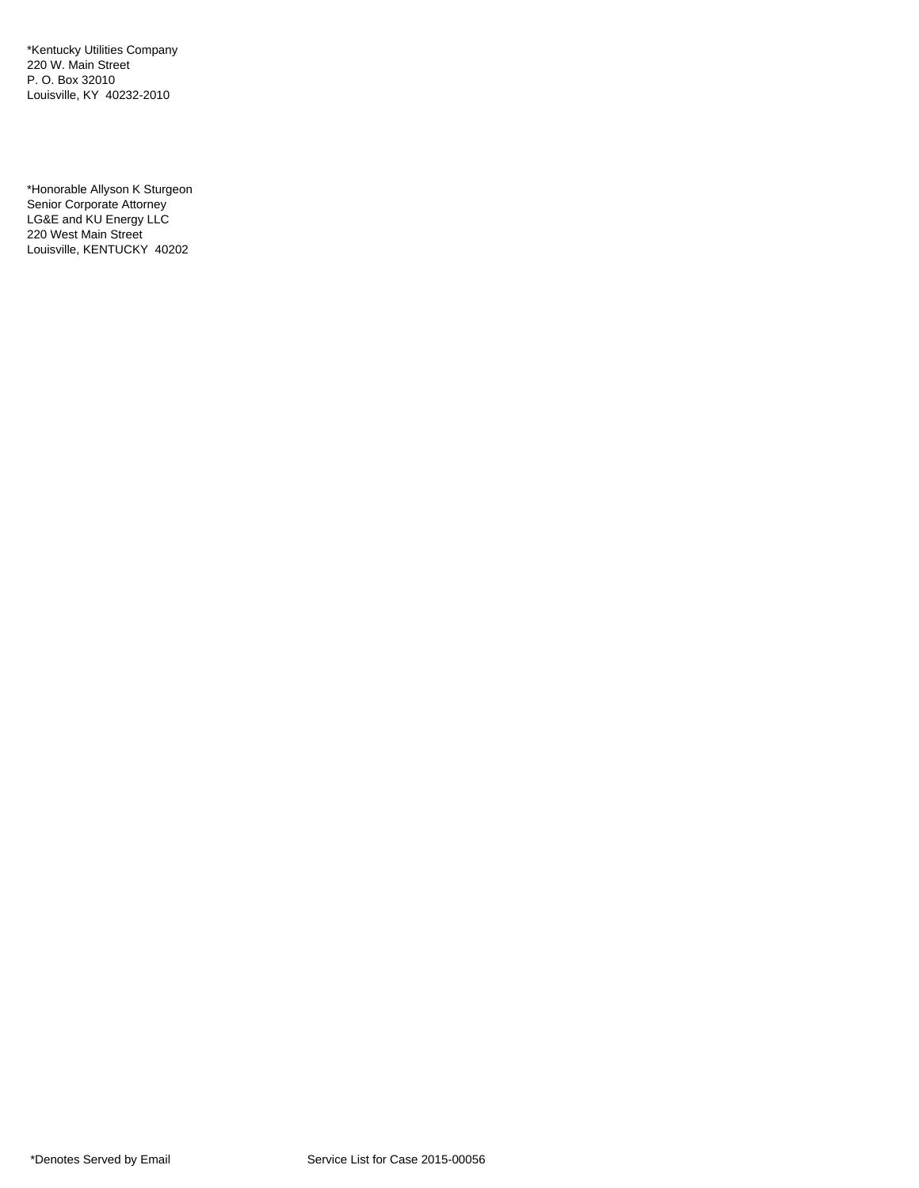*Kentucky Utilities Company
220 W. Main Street
P. O. Box 32010
Louisville, KY  40232-2010

*Honorable Allyson K Sturgeon
Senior Corporate Attorney
LG&E and KU Energy LLC
220 West Main Street
Louisville, KENTUCKY  40202

*Denotes Served by Email

Service List for Case 2015-00056